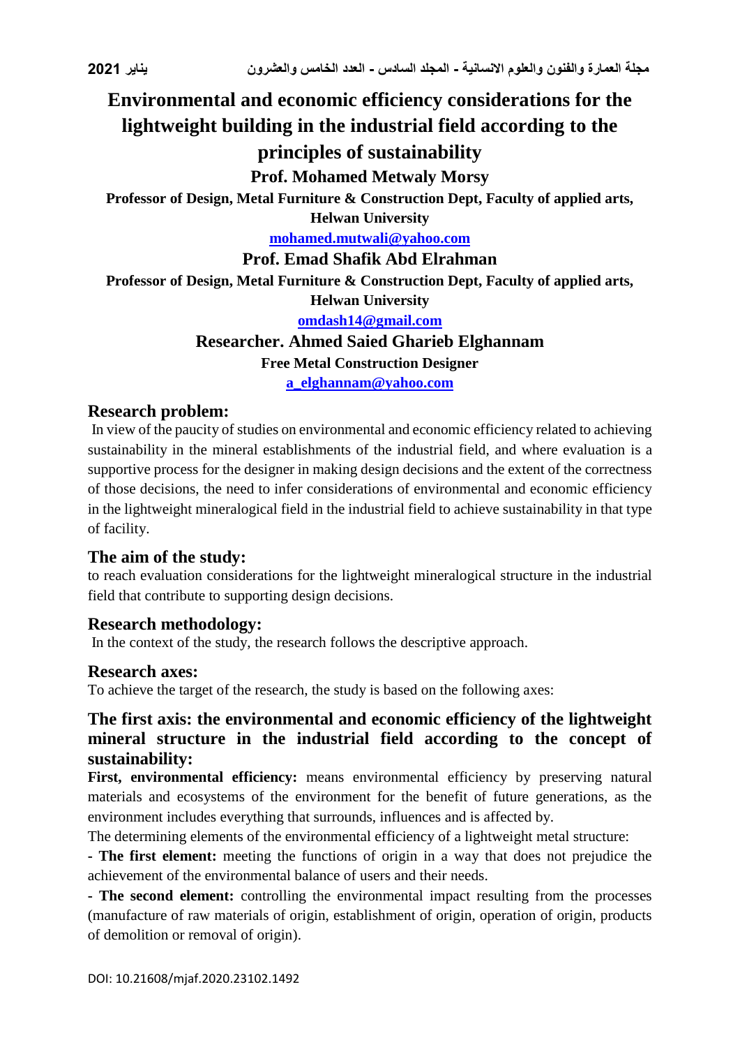# Environmental and economic efficiency considerations for the lightweight building in the industrial field according to the principles of sustainability

**Prof. Mohamed Metwaly Morsy**

**Professor of Design, Metal Furniture & Construction Dept, Faculty of applied arts, Helwan University**

**mohamed.mutwali@yahoo.com**

**Prof. Emad Shafik Abd Elrahman**

**Professor of Design, Metal Furniture & Construction Dept, Faculty of applied arts, Helwan University**

**omdash14@gmail.com**

**Researcher. Ahmed Saied Gharieb Elghannam**

**Free Metal Construction Designer**

**a_elghannam@yahoo.com**

## Research problem:

In view of the paucity of studies on environmental and economic efficiency related to achieving sustainability in the mineral establishments of the industrial field, and where evaluation is a supportive process for the designer in making design decisions and the extent of the correctness of those decisions, the need to infer considerations of environmental and economic efficiency in the lightweight mineralogical field in the industrial field to achieve sustainability in that type of facility.

## The aim of the study:

to reach evaluation considerations for the lightweight mineralogical structure in the industrial field that contribute to supporting design decisions.

## Research methodology:

In the context of the study, the research follows the descriptive approach.

## Research axes:

To achieve the target of the research, the study is based on the following axes:

## The first axis: the environmental and economic efficiency of the lightweight mineral structure in the industrial field according to the concept of sustainability:

**First, environmental efficiency:** means environmental efficiency by preserving natural materials and ecosystems of the environment for the benefit of future generations, as the environment includes everything that surrounds, influences and is affected by.

The determining elements of the environmental efficiency of a lightweight metal structure:

- **The first element:** meeting the functions of origin in a way that does not prejudice the achievement of the environmental balance of users and their needs.
- **The second element:** controlling the environmental impact resulting from the processes (manufacture of raw materials of origin, establishment of origin, operation of origin, products of demolition or removal of origin).

DOI: 10.21608/mjaf.2020.23102.1492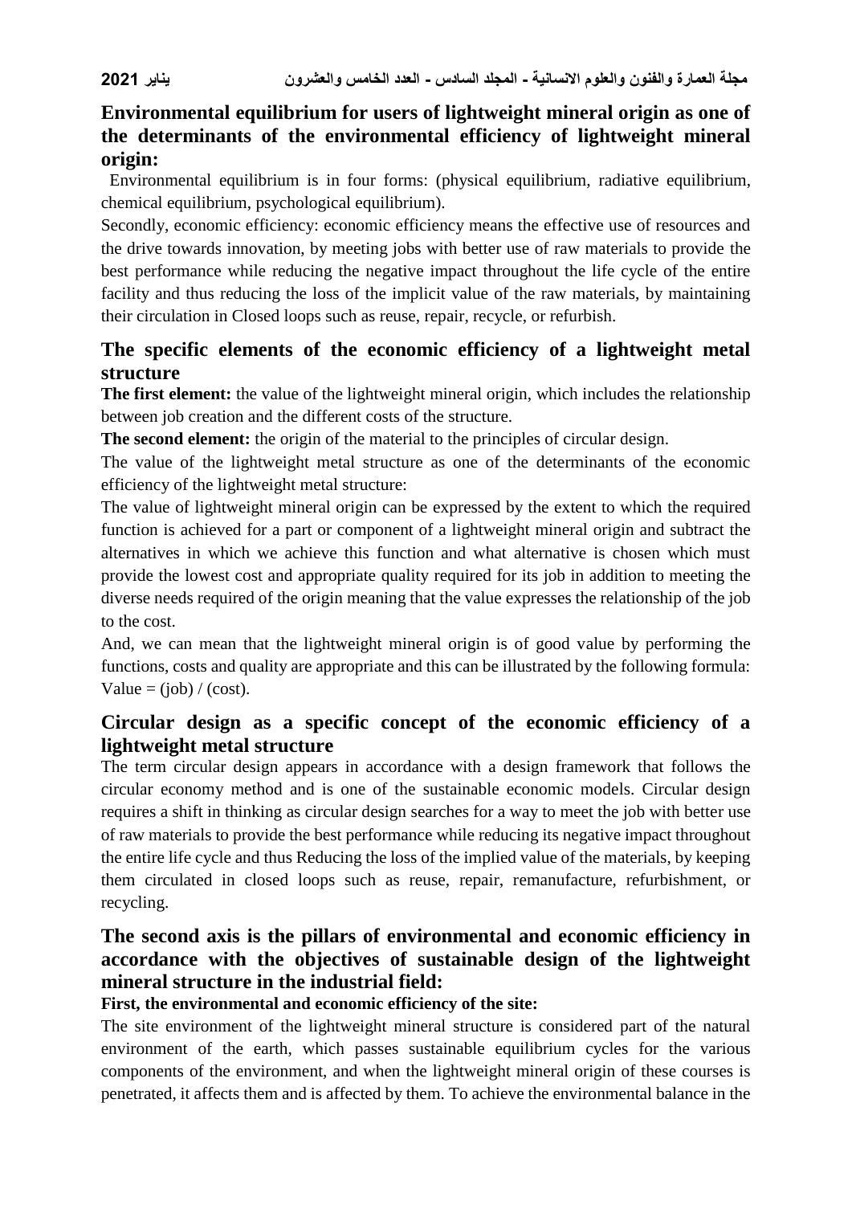## Environmental equilibrium for users of lightweight mineral origin as one of the determinants of the environmental efficiency of lightweight mineral origin:

Environmental equilibrium is in four forms: (physical equilibrium, radiative equilibrium, chemical equilibrium, psychological equilibrium).

Secondly, economic efficiency: economic efficiency means the effective use of resources and the drive towards innovation, by meeting jobs with better use of raw materials to provide the best performance while reducing the negative impact throughout the life cycle of the entire facility and thus reducing the loss of the implicit value of the raw materials, by maintaining their circulation in Closed loops such as reuse, repair, recycle, or refurbish.

## The specific elements of the economic efficiency of a lightweight metal structure

**The first element:** the value of the lightweight mineral origin, which includes the relationship between job creation and the different costs of the structure.

**The second element:** the origin of the material to the principles of circular design.

The value of the lightweight metal structure as one of the determinants of the economic efficiency of the lightweight metal structure:

The value of lightweight mineral origin can be expressed by the extent to which the required function is achieved for a part or component of a lightweight mineral origin and subtract the alternatives in which we achieve this function and what alternative is chosen which must provide the lowest cost and appropriate quality required for its job in addition to meeting the diverse needs required of the origin meaning that the value expresses the relationship of the job to the cost.

And, we can mean that the lightweight mineral origin is of good value by performing the functions, costs and quality are appropriate and this can be illustrated by the following formula: Value = (job) / (cost).

## Circular design as a specific concept of the economic efficiency of a lightweight metal structure

The term circular design appears in accordance with a design framework that follows the circular economy method and is one of the sustainable economic models. Circular design requires a shift in thinking as circular design searches for a way to meet the job with better use of raw materials to provide the best performance while reducing its negative impact throughout the entire life cycle and thus Reducing the loss of the implied value of the materials, by keeping them circulated in closed loops such as reuse, repair, remanufacture, refurbishment, or recycling.

## The second axis is the pillars of environmental and economic efficiency in accordance with the objectives of sustainable design of the lightweight mineral structure in the industrial field:

**First, the environmental and economic efficiency of the site:**

The site environment of the lightweight mineral structure is considered part of the natural environment of the earth, which passes sustainable equilibrium cycles for the various components of the environment, and when the lightweight mineral origin of these courses is penetrated, it affects them and is affected by them. To achieve the environmental balance in the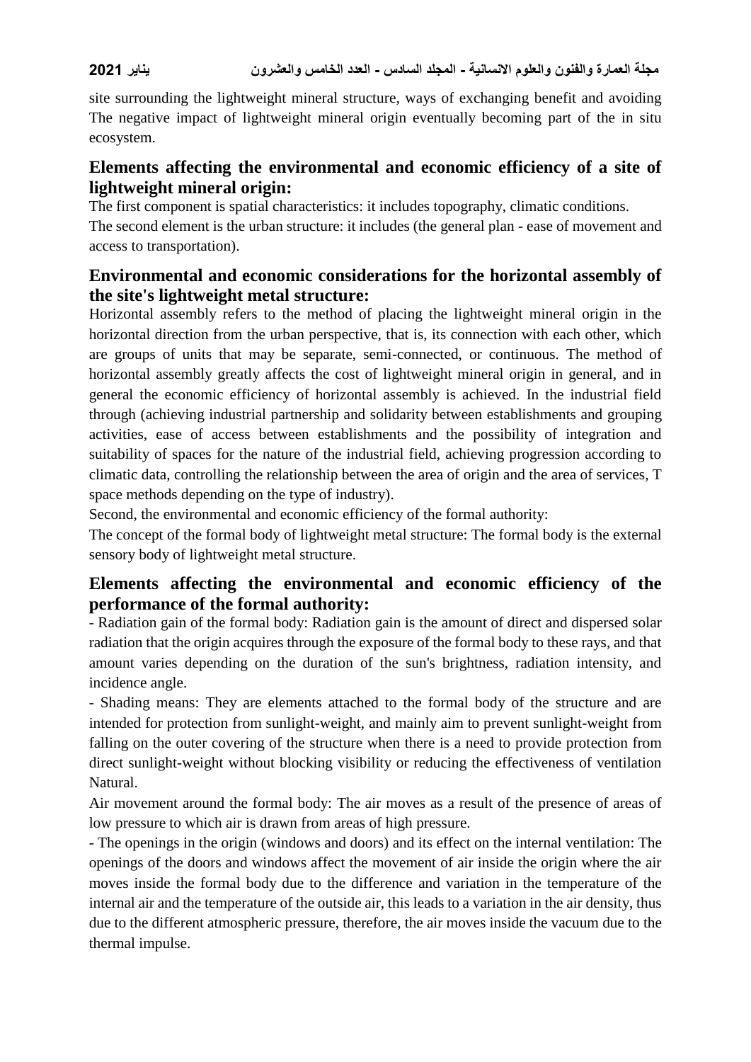site surrounding the lightweight mineral structure, ways of exchanging benefit and avoiding The negative impact of lightweight mineral origin eventually becoming part of the in situ ecosystem.

## Elements affecting the environmental and economic efficiency of a site of lightweight mineral origin:

The first component is spatial characteristics: it includes topography, climatic conditions.

The second element is the urban structure: it includes (the general plan - ease of movement and access to transportation).

## Environmental and economic considerations for the horizontal assembly of the site's lightweight metal structure:

Horizontal assembly refers to the method of placing the lightweight mineral origin in the horizontal direction from the urban perspective, that is, its connection with each other, which are groups of units that may be separate, semi-connected, or continuous. The method of horizontal assembly greatly affects the cost of lightweight mineral origin in general, and in general the economic efficiency of horizontal assembly is achieved. In the industrial field through (achieving industrial partnership and solidarity between establishments and grouping activities, ease of access between establishments and the possibility of integration and suitability of spaces for the nature of the industrial field, achieving progression according to climatic data, controlling the relationship between the area of origin and the area of services, T space methods depending on the type of industry).

Second, the environmental and economic efficiency of the formal authority:

The concept of the formal body of lightweight metal structure: The formal body is the external sensory body of lightweight metal structure.

## Elements affecting the environmental and economic efficiency of the performance of the formal authority:

- Radiation gain of the formal body: Radiation gain is the amount of direct and dispersed solar radiation that the origin acquires through the exposure of the formal body to these rays, and that amount varies depending on the duration of the sun's brightness, radiation intensity, and incidence angle.

- Shading means: They are elements attached to the formal body of the structure and are intended for protection from sunlight-weight, and mainly aim to prevent sunlight-weight from falling on the outer covering of the structure when there is a need to provide protection from direct sunlight-weight without blocking visibility or reducing the effectiveness of ventilation Natural.

Air movement around the formal body: The air moves as a result of the presence of areas of low pressure to which air is drawn from areas of high pressure.

- The openings in the origin (windows and doors) and its effect on the internal ventilation: The openings of the doors and windows affect the movement of air inside the origin where the air moves inside the formal body due to the difference and variation in the temperature of the internal air and the temperature of the outside air, this leads to a variation in the air density, thus due to the different atmospheric pressure, therefore, the air moves inside the vacuum due to the thermal impulse.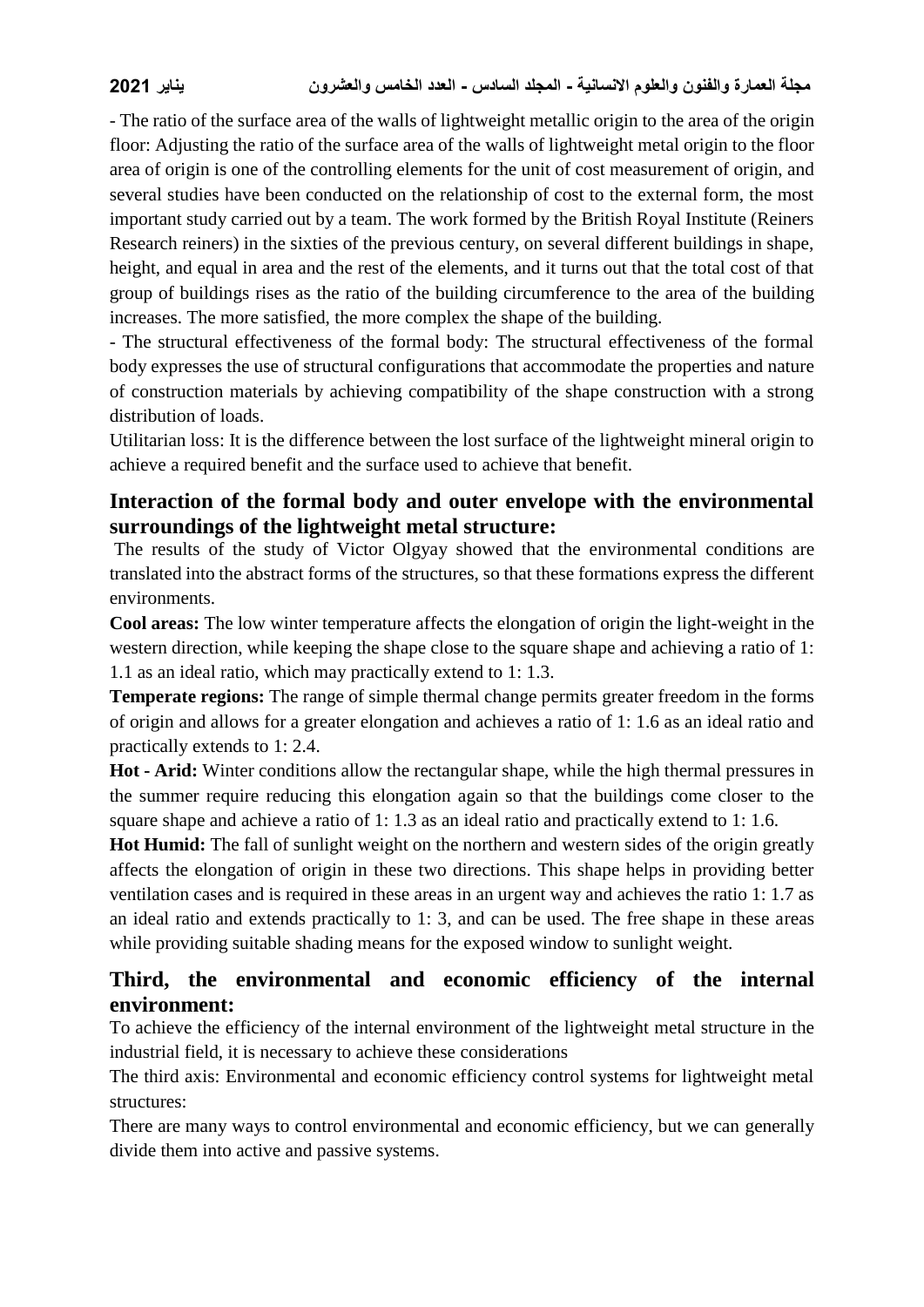- The ratio of the surface area of the walls of lightweight metallic origin to the area of the origin floor: Adjusting the ratio of the surface area of the walls of lightweight metal origin to the floor area of origin is one of the controlling elements for the unit of cost measurement of origin, and several studies have been conducted on the relationship of cost to the external form, the most important study carried out by a team. The work formed by the British Royal Institute (Reiners Research reiners) in the sixties of the previous century, on several different buildings in shape, height, and equal in area and the rest of the elements, and it turns out that the total cost of that group of buildings rises as the ratio of the building circumference to the area of the building increases. The more satisfied, the more complex the shape of the building.

- The structural effectiveness of the formal body: The structural effectiveness of the formal body expresses the use of structural configurations that accommodate the properties and nature of construction materials by achieving compatibility of the shape construction with a strong distribution of loads.

Utilitarian loss: It is the difference between the lost surface of the lightweight mineral origin to achieve a required benefit and the surface used to achieve that benefit.

## Interaction of the formal body and outer envelope with the environmental surroundings of the lightweight metal structure:

The results of the study of Victor Olgyay showed that the environmental conditions are translated into the abstract forms of the structures, so that these formations express the different environments.

**Cool areas:** The low winter temperature affects the elongation of origin the light-weight in the western direction, while keeping the shape close to the square shape and achieving a ratio of 1: 1.1 as an ideal ratio, which may practically extend to 1: 1.3.

**Temperate regions:** The range of simple thermal change permits greater freedom in the forms of origin and allows for a greater elongation and achieves a ratio of 1: 1.6 as an ideal ratio and practically extends to 1: 2.4.

**Hot - Arid:** Winter conditions allow the rectangular shape, while the high thermal pressures in the summer require reducing this elongation again so that the buildings come closer to the square shape and achieve a ratio of 1: 1.3 as an ideal ratio and practically extend to 1: 1.6.

**Hot Humid:** The fall of sunlight weight on the northern and western sides of the origin greatly affects the elongation of origin in these two directions. This shape helps in providing better ventilation cases and is required in these areas in an urgent way and achieves the ratio 1: 1.7 as an ideal ratio and extends practically to 1: 3, and can be used. The free shape in these areas while providing suitable shading means for the exposed window to sunlight weight.

## Third, the environmental and economic efficiency of the internal environment:

To achieve the efficiency of the internal environment of the lightweight metal structure in the industrial field, it is necessary to achieve these considerations

The third axis: Environmental and economic efficiency control systems for lightweight metal structures:

There are many ways to control environmental and economic efficiency, but we can generally divide them into active and passive systems.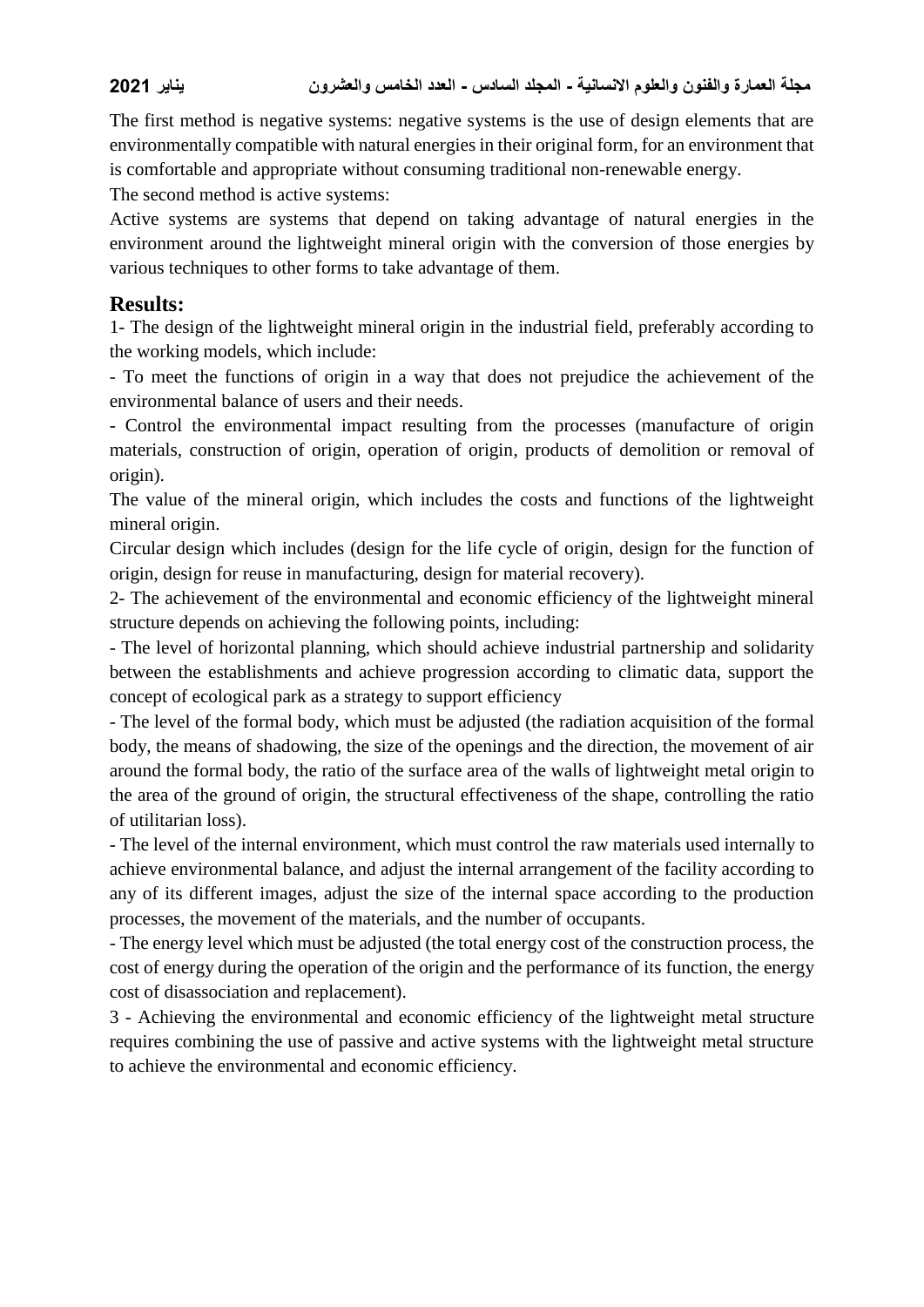The first method is negative systems: negative systems is the use of design elements that are environmentally compatible with natural energies in their original form, for an environment that is comfortable and appropriate without consuming traditional non-renewable energy.

The second method is active systems:

Active systems are systems that depend on taking advantage of natural energies in the environment around the lightweight mineral origin with the conversion of those energies by various techniques to other forms to take advantage of them.

## Results:

1- The design of the lightweight mineral origin in the industrial field, preferably according to the working models, which include:

- To meet the functions of origin in a way that does not prejudice the achievement of the environmental balance of users and their needs.
- Control the environmental impact resulting from the processes (manufacture of origin materials, construction of origin, operation of origin, products of demolition or removal of origin).

The value of the mineral origin, which includes the costs and functions of the lightweight mineral origin.

Circular design which includes (design for the life cycle of origin, design for the function of origin, design for reuse in manufacturing, design for material recovery).

2- The achievement of the environmental and economic efficiency of the lightweight mineral structure depends on achieving the following points, including:

- The level of horizontal planning, which should achieve industrial partnership and solidarity between the establishments and achieve progression according to climatic data, support the concept of ecological park as a strategy to support efficiency
- The level of the formal body, which must be adjusted (the radiation acquisition of the formal body, the means of shadowing, the size of the openings and the direction, the movement of air around the formal body, the ratio of the surface area of the walls of lightweight metal origin to the area of the ground of origin, the structural effectiveness of the shape, controlling the ratio of utilitarian loss).
- The level of the internal environment, which must control the raw materials used internally to achieve environmental balance, and adjust the internal arrangement of the facility according to any of its different images, adjust the size of the internal space according to the production processes, the movement of the materials, and the number of occupants.
- The energy level which must be adjusted (the total energy cost of the construction process, the cost of energy during the operation of the origin and the performance of its function, the energy cost of disassociation and replacement).

3 - Achieving the environmental and economic efficiency of the lightweight metal structure requires combining the use of passive and active systems with the lightweight metal structure to achieve the environmental and economic efficiency.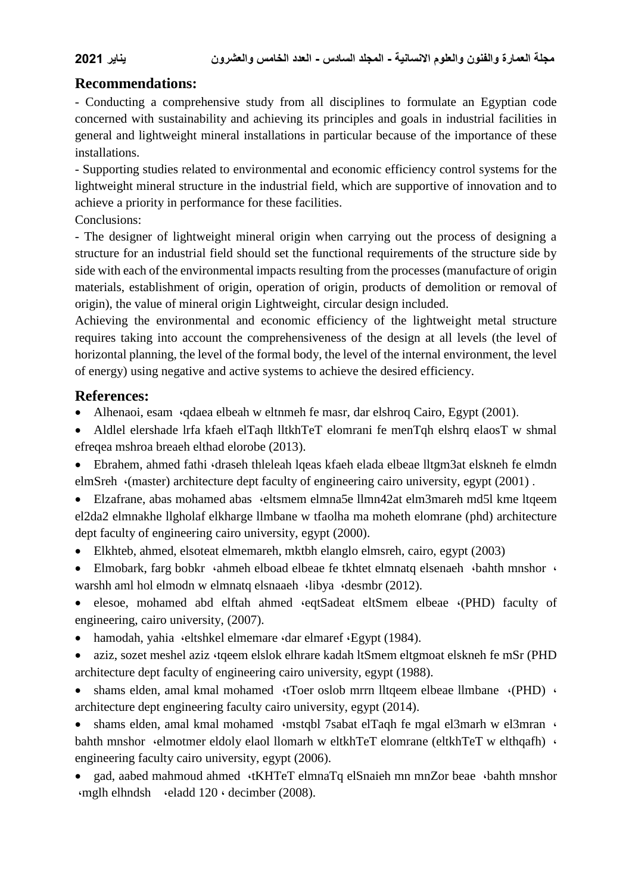## Recommendations:

- Conducting a comprehensive study from all disciplines to formulate an Egyptian code concerned with sustainability and achieving its principles and goals in industrial facilities in general and lightweight mineral installations in particular because of the importance of these installations.
- Supporting studies related to environmental and economic efficiency control systems for the lightweight mineral structure in the industrial field, which are supportive of innovation and to achieve a priority in performance for these facilities.

Conclusions:

- The designer of lightweight mineral origin when carrying out the process of designing a structure for an industrial field should set the functional requirements of the structure side by side with each of the environmental impacts resulting from the processes (manufacture of origin materials, establishment of origin, operation of origin, products of demolition or removal of origin), the value of mineral origin Lightweight, circular design included.

Achieving the environmental and economic efficiency of the lightweight metal structure requires taking into account the comprehensiveness of the design at all levels (the level of horizontal planning, the level of the formal body, the level of the internal environment, the level of energy) using negative and active systems to achieve the desired efficiency.

## References:

- Alhenaoi, esam ،qdaea elbeah w eltnmeh fe masr, dar elshroq Cairo, Egypt (2001).
- Aldlel elershade lrfa kfaeh elTaqh lltkhTeT elomrani fe menTqh elshrq elaosT w shmal efreqea mshroa breaeh elthad elorobe (2013).
- Ebrahem, ahmed fathi ،draseh thleleah lqeas kfaeh elada elbeae lltgm3at elskneh fe elmdn elmSreh ،(master) architecture dept faculty of engineering cairo university, egypt (2001) .
- Elzafrane, abas mohamed abas ،eltsmem elmna5e llmn42at elm3mareh md5l kme ltqeem el2da2 elmnakhe llgholaf elkharge llmbane w tfaolha ma moheth elomrane (phd) architecture dept faculty of engineering cairo university, egypt (2000).
- Elkhteb, ahmed, elsoteat elmemareh, mktbh elanglo elmsreh, cairo, egypt (2003)
- Elmobark, farg bobkr ،ahmeh elboad elbeae fe tkhtet elmnatq elsenaeh ،bahth mnshor ، warshh aml hol elmodn w elmnatq elsnaaeh ،libya ،desmbr (2012).
- elesoe, mohamed abd elftah ahmed ،eqtSadeat eltSmem elbeae ،(PHD) faculty of engineering, cairo university, (2007).
- hamodah, yahia ،eltshkel elmemare ،dar elmaref ،Egypt (1984).
- aziz, sozet meshel aziz ،tqeem elslok elhrare kadah ltSmem eltgmoat elskneh fe mSr (PHD architecture dept faculty of engineering cairo university, egypt (1988).
- shams elden, amal kmal mohamed ،tToer oslob mrrn lltqeem elbeae llmbane ،(PHD) ، architecture dept engineering faculty cairo university, egypt (2014).
- shams elden, amal kmal mohamed ،mstqbl 7sabat elTaqh fe mgal el3marh w el3mran ، bahth mnshor ،elmotmer eldoly elaol llomarh w eltkhTeT elomrane (eltkhTeT w elthqafh) ، engineering faculty cairo university, egypt (2006).
- gad, aabed mahmoud ahmed ،tKHTeT elmnaTq elSnaieh mn mnZor beae ،bahth mnshor ،mglh elhndsh ،eladd 120 ، decimber (2008).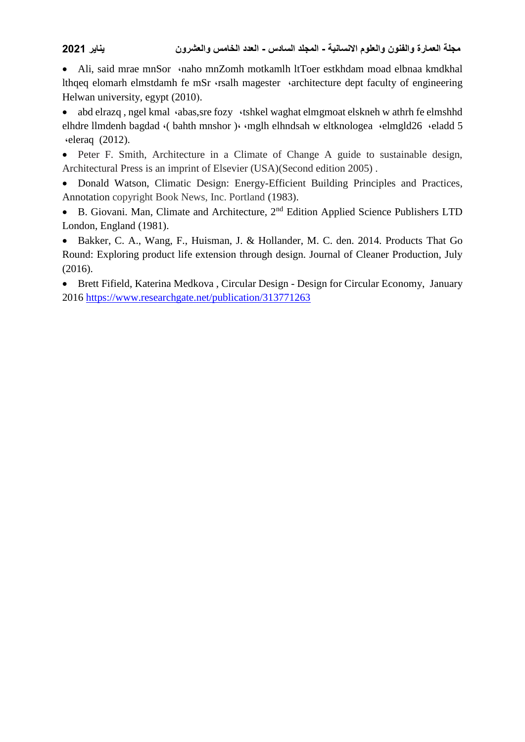- Ali, said mrae mnSor ،naho mnZomh motkamlh ltToer estkhdam moad elbnaa kmdkhal lthqeq elomarh elmstdamh fe mSr ،rsalh magester ،architecture dept faculty of engineering Helwan university, egypt (2010).
- abd elrazq , ngel kmal ،abas,sre fozy ،tshkel waghat elmgmoat elskneh w athrh fe elmshhd elhdre llmdenh bagdad ،( bahth mnshor )، ،mglh elhndsah w eltknologea ،elmgld26 ،eladd 5 ،eleraq (2012).
- Peter F. Smith, Architecture in a Climate of Change A guide to sustainable design, Architectural Press is an imprint of Elsevier (USA)(Second edition 2005) .
- Donald Watson, Climatic Design: Energy-Efficient Building Principles and Practices, Annotation copyright Book News, Inc. Portland (1983).
- B. Giovani. Man, Climate and Architecture, 2nd Edition Applied Science Publishers LTD London, England (1981).
- Bakker, C. A., Wang, F., Huisman, J. & Hollander, M. C. den. 2014. Products That Go Round: Exploring product life extension through design. Journal of Cleaner Production, July (2016).
- Brett Fifield, Katerina Medkova , Circular Design - Design for Circular Economy, January 2016 https://www.researchgate.net/publication/313771263